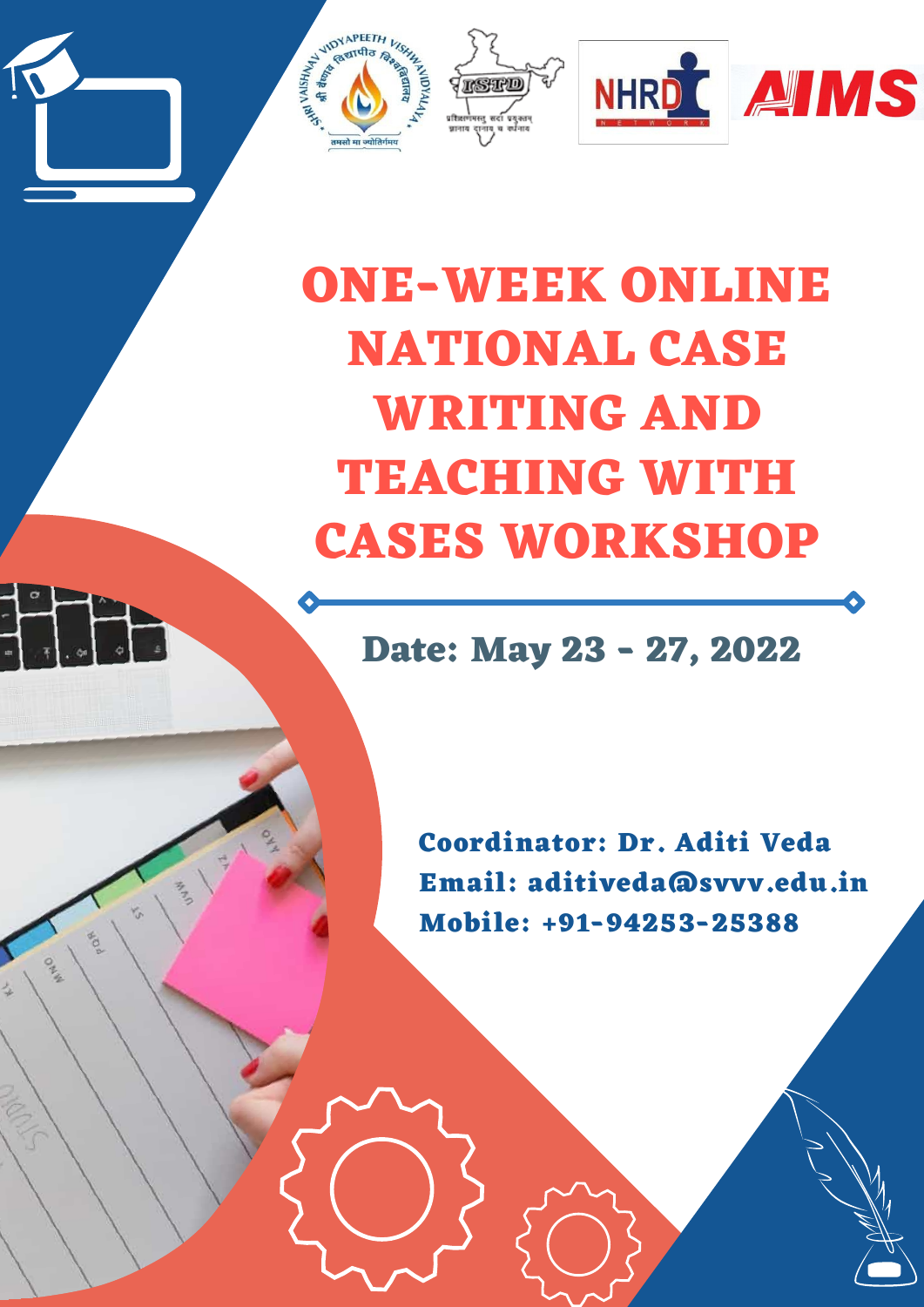# ONE-WEEK ONLINE NATIONAL CASE WRITING AND TEACHING WITH CASES WORKSHOP

## Date: May 23 - 27, 2022

**Coordinator: Dr. Aditi Veda**
**Email: aditiveda@svvv.edu.in**
**Mobile: +91-94253-25388**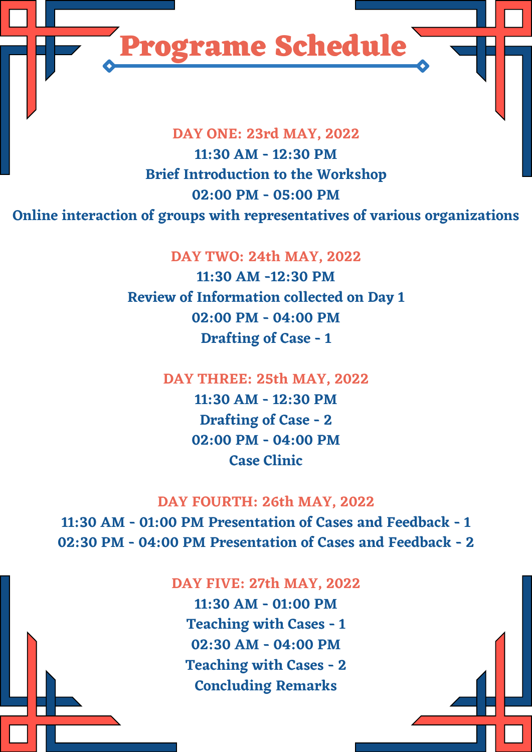# Programe Schedule

## DAY ONE: 23rd MAY, 2022

**11:30 AM - 12:30 PM**

**Brief Introduction to the Workshop**

**02:00 PM - 05:00 PM**

**Online interaction of groups with representatives of various organizations**

## DAY TWO: 24th MAY, 2022

**11:30 AM -12:30 PM**

**Review of Information collected on Day 1**

**02:00 PM - 04:00 PM**

**Drafting of Case - 1**

## DAY THREE: 25th MAY, 2022

**11:30 AM - 12:30 PM**

**Drafting of Case - 2**

**02:00 PM - 04:00 PM**

**Case Clinic**

## DAY FOURTH: 26th MAY, 2022

**11:30 AM - 01:00 PM Presentation of Cases and Feedback - 1**

**02:30 PM - 04:00 PM Presentation of Cases and Feedback - 2**

## DAY FIVE: 27th MAY, 2022

**11:30 AM - 01:00 PM**

**Teaching with Cases - 1**

**02:30 AM - 04:00 PM**

**Teaching with Cases - 2**

**Concluding Remarks**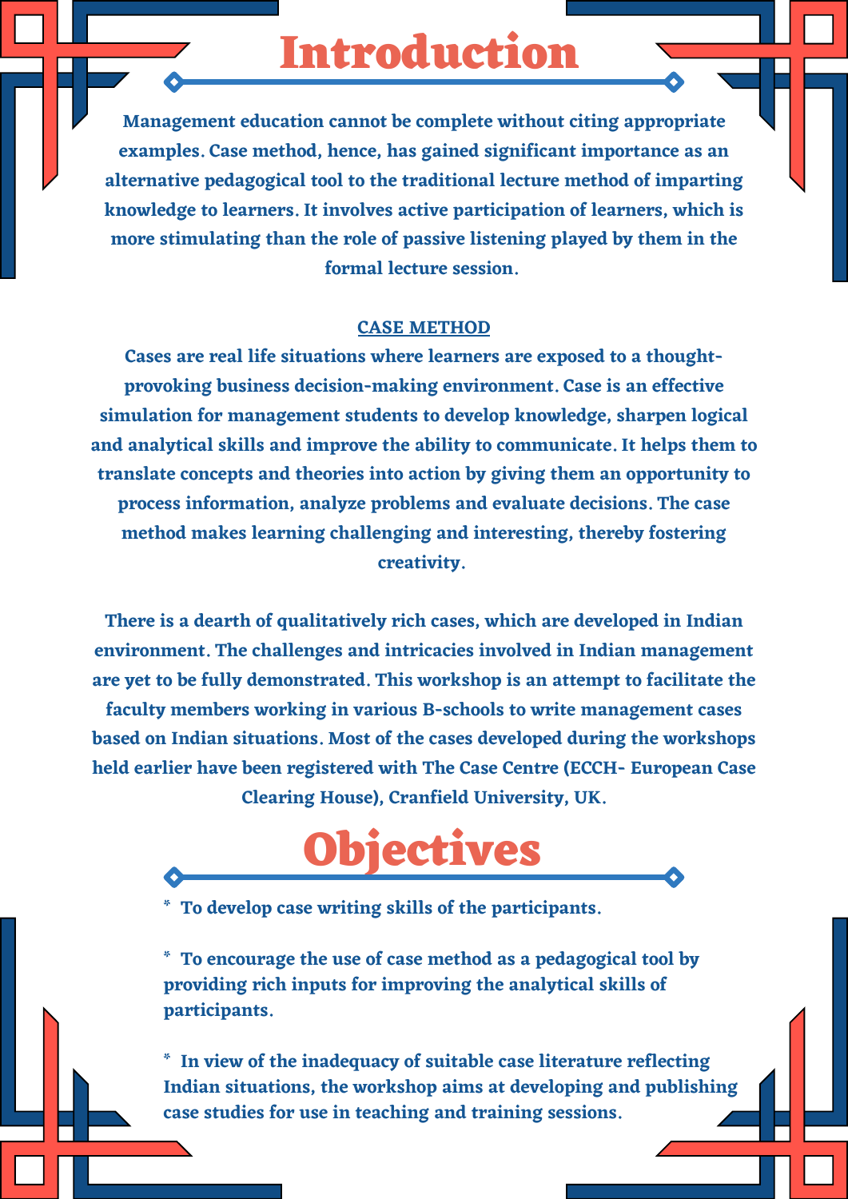# Introduction

Management education cannot be complete without citing appropriate examples. Case method, hence, has gained significant importance as an alternative pedagogical tool to the traditional lecture method of imparting knowledge to learners. It involves active participation of learners, which is more stimulating than the role of passive listening played by them in the formal lecture session.

## CASE METHOD

Cases are real life situations where learners are exposed to a thought-provoking business decision-making environment. Case is an effective simulation for management students to develop knowledge, sharpen logical and analytical skills and improve the ability to communicate. It helps them to translate concepts and theories into action by giving them an opportunity to process information, analyze problems and evaluate decisions. The case method makes learning challenging and interesting, thereby fostering creativity.

There is a dearth of qualitatively rich cases, which are developed in Indian environment. The challenges and intricacies involved in Indian management are yet to be fully demonstrated. This workshop is an attempt to facilitate the faculty members working in various B-schools to write management cases based on Indian situations. Most of the cases developed during the workshops held earlier have been registered with The Case Centre (ECCH- European Case Clearing House), Cranfield University, UK.

# Objectives

* To develop case writing skills of the participants.

* To encourage the use of case method as a pedagogical tool by providing rich inputs for improving the analytical skills of participants.

* In view of the inadequacy of suitable case literature reflecting Indian situations, the workshop aims at developing and publishing case studies for use in teaching and training sessions.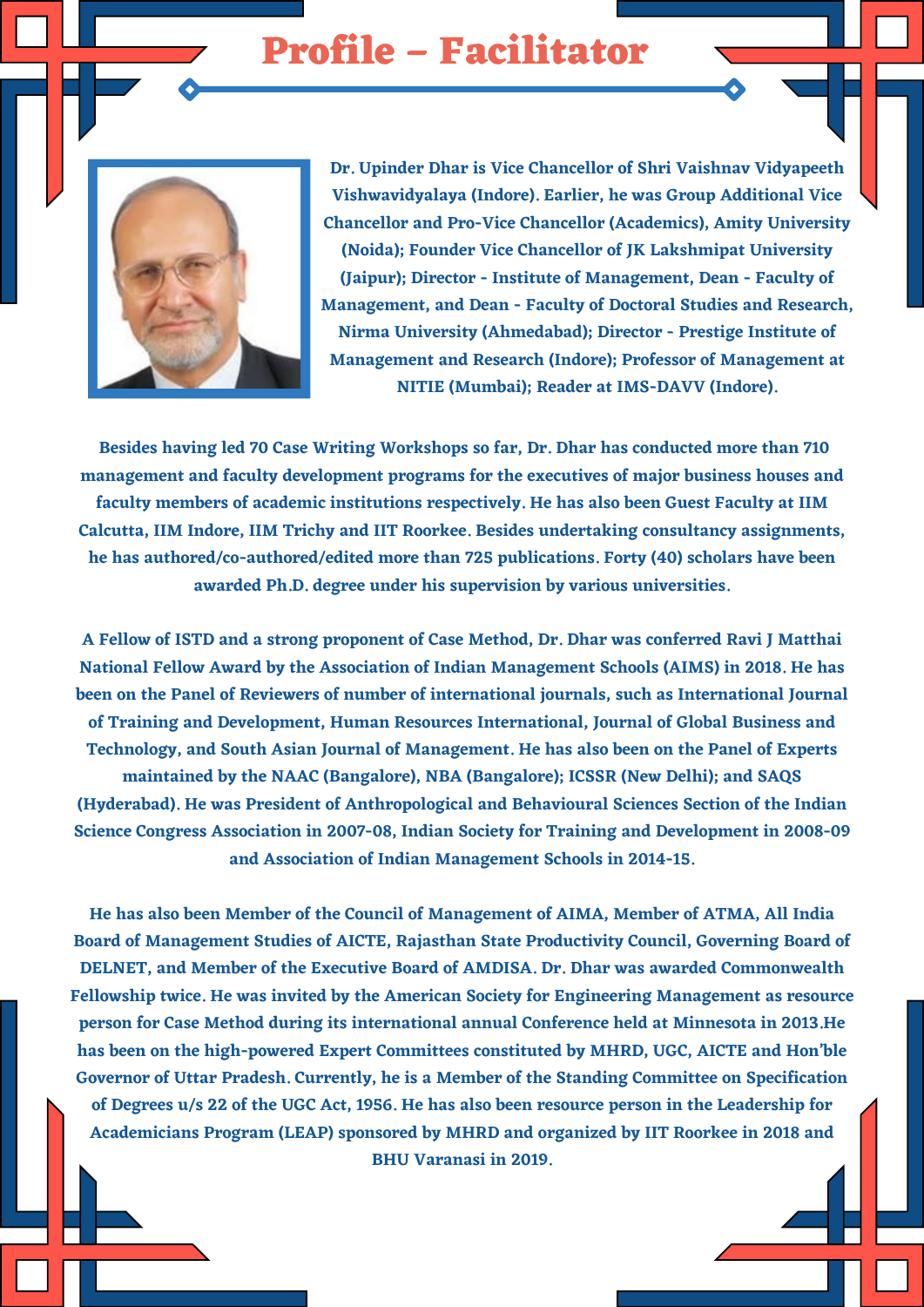# Profile – Facilitator

**Dr. Upinder Dhar is Vice Chancellor of Shri Vaishnav Vidyapeeth Vishwavidyalaya (Indore). Earlier, he was Group Additional Vice Chancellor and Pro-Vice Chancellor (Academics), Amity University (Noida); Founder Vice Chancellor of JK Lakshmipat University (Jaipur); Director - Institute of Management, Dean - Faculty of Management, and Dean - Faculty of Doctoral Studies and Research, Nirma University (Ahmedabad); Director - Prestige Institute of Management and Research (Indore); Professor of Management at NITIE (Mumbai); Reader at IMS-DAVV (Indore).**

**Besides having led 70 Case Writing Workshops so far, Dr. Dhar has conducted more than 710 management and faculty development programs for the executives of major business houses and faculty members of academic institutions respectively. He has also been Guest Faculty at IIM Calcutta, IIM Indore, IIM Trichy and IIT Roorkee. Besides undertaking consultancy assignments, he has authored/co-authored/edited more than 725 publications. Forty (40) scholars have been awarded Ph.D. degree under his supervision by various universities.**

**A Fellow of ISTD and a strong proponent of Case Method, Dr. Dhar was conferred Ravi J Matthai National Fellow Award by the Association of Indian Management Schools (AIMS) in 2018. He has been on the Panel of Reviewers of number of international journals, such as International Journal of Training and Development, Human Resources International, Journal of Global Business and Technology, and South Asian Journal of Management. He has also been on the Panel of Experts maintained by the NAAC (Bangalore), NBA (Bangalore); ICSSR (New Delhi); and SAQS (Hyderabad). He was President of Anthropological and Behavioural Sciences Section of the Indian Science Congress Association in 2007-08, Indian Society for Training and Development in 2008-09 and Association of Indian Management Schools in 2014-15.**

**He has also been Member of the Council of Management of AIMA, Member of ATMA, All India Board of Management Studies of AICTE, Rajasthan State Productivity Council, Governing Board of DELNET, and Member of the Executive Board of AMDISA. Dr. Dhar was awarded Commonwealth Fellowship twice. He was invited by the American Society for Engineering Management as resource person for Case Method during its international annual Conference held at Minnesota in 2013.He has been on the high-powered Expert Committees constituted by MHRD, UGC, AICTE and Hon'ble Governor of Uttar Pradesh. Currently, he is a Member of the Standing Committee on Specification of Degrees u/s 22 of the UGC Act, 1956. He has also been resource person in the Leadership for Academicians Program (LEAP) sponsored by MHRD and organized by IIT Roorkee in 2018 and BHU Varanasi in 2019.**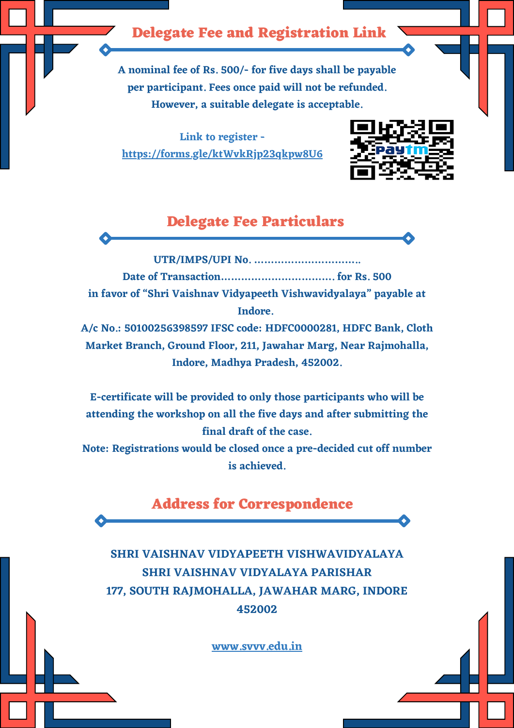## Delegate Fee and Registration Link

A nominal fee of Rs. 500/- for five days shall be payable per participant. Fees once paid will not be refunded. However, a suitable delegate is acceptable.

Link to register - https://forms.gle/ktWvkRjp23qkpw8U6

## Delegate Fee Particulars

UTR/IMPS/UPI No. ...............................

Date of Transaction................................. for Rs. 500 in favor of "Shri Vaishnav Vidyapeeth Vishwavidyalaya" payable at Indore.

A/c No.: 50100256398597 IFSC code: HDFC0000281, HDFC Bank, Cloth Market Branch, Ground Floor, 211, Jawahar Marg, Near Rajmohalla, Indore, Madhya Pradesh, 452002.

E-certificate will be provided to only those participants who will be attending the workshop on all the five days and after submitting the final draft of the case.

Note: Registrations would be closed once a pre-decided cut off number is achieved.

## Address for Correspondence

SHRI VAISHNAV VIDYAPEETH VISHWAVIDYALAYA
SHRI VAISHNAV VIDYALAYA PARISHAR
177, SOUTH RAJMOHALLA, JAWAHAR MARG, INDORE
452002

www.svvv.edu.in